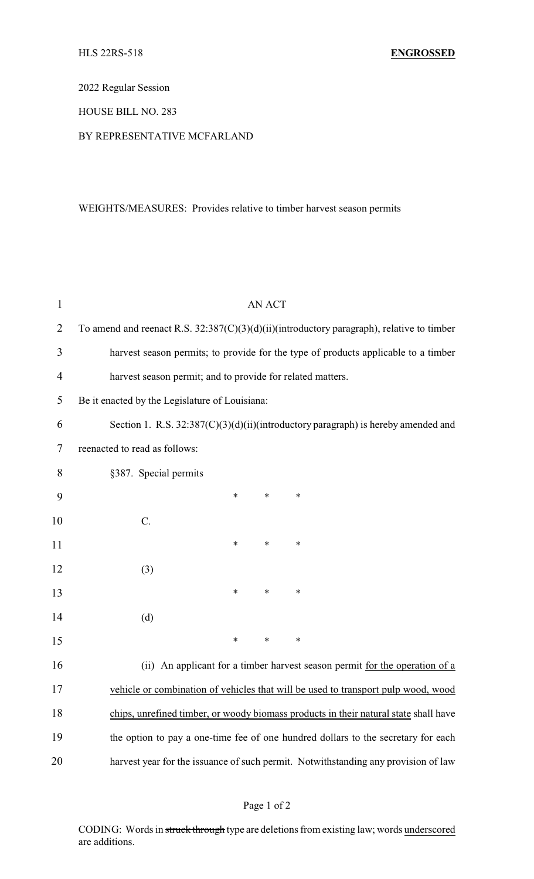HLS 22RS-518 **ENGROSSED**

2022 Regular Session

HOUSE BILL NO. 283

BY REPRESENTATIVE MCFARLAND

WEIGHTS/MEASURES: Provides relative to timber harvest season permits

AN ACT

To amend and reenact R.S. 32:387(C)(3)(d)(ii)(introductory paragraph), relative to timber harvest season permits; to provide for the type of products applicable to a timber harvest season permit; and to provide for related matters.

Be it enacted by the Legislature of Louisiana:

Section 1. R.S. 32:387(C)(3)(d)(ii)(introductory paragraph) is hereby amended and reenacted to read as follows:

§387. Special permits

\* \* \*

C.

\* \* \*

(3)

\* \* \*

(d)

\* \* \*

(ii) An applicant for a timber harvest season permit <u>for the operation of a vehicle or combination of vehicles that will be used to transport pulp wood, wood chips, unrefined timber, or woody biomass products in their natural state</u> shall have the option to pay a one-time fee of one hundred dollars to the secretary for each harvest year for the issuance of such permit. Notwithstanding any provision of law

CODING: Words in ~~struck through~~ type are deletions from existing law; words <u>underscored</u> are additions.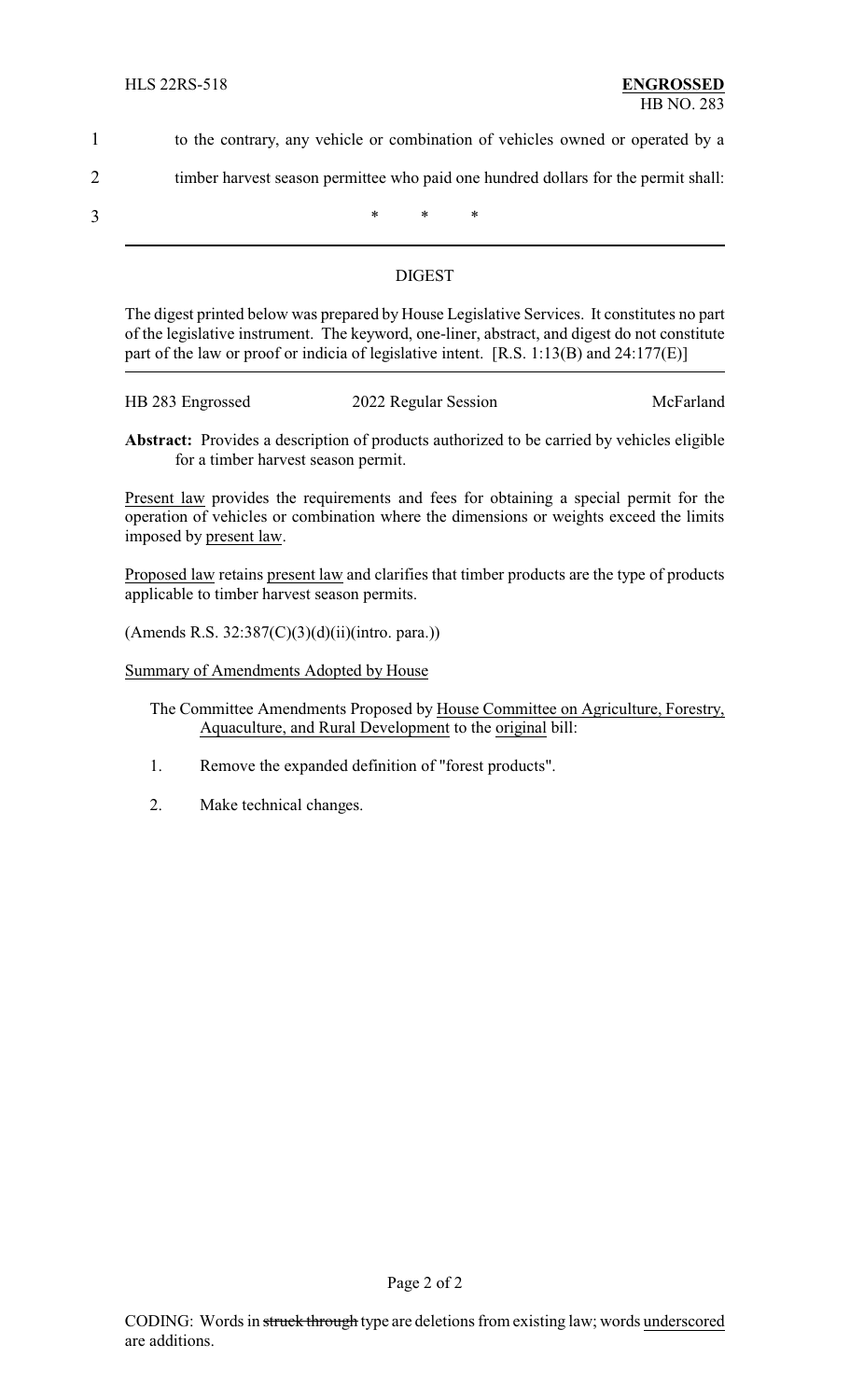1 to the contrary, any vehicle or combination of vehicles owned or operated by a

2 timber harvest season permittee who paid one hundred dollars for the permit shall:

3 * * *

## DIGEST

The digest printed below was prepared by House Legislative Services. It constitutes no part of the legislative instrument. The keyword, one-liner, abstract, and digest do not constitute part of the law or proof or indicia of legislative intent. [R.S. 1:13(B) and 24:177(E)]

| | | |
|---|---|---|
| HB 283 Engrossed | 2022 Regular Session | McFarland |

**Abstract:** Provides a description of products authorized to be carried by vehicles eligible for a timber harvest season permit.

Present law provides the requirements and fees for obtaining a special permit for the operation of vehicles or combination where the dimensions or weights exceed the limits imposed by present law.

Proposed law retains present law and clarifies that timber products are the type of products applicable to timber harvest season permits.

(Amends R.S. 32:387(C)(3)(d)(ii)(intro. para.))

Summary of Amendments Adopted by House

The Committee Amendments Proposed by House Committee on Agriculture, Forestry, Aquaculture, and Rural Development to the original bill:

1. Remove the expanded definition of "forest products".

2. Make technical changes.

CODING: Words in ~~struck through~~ type are deletions from existing law; words underscored are additions.